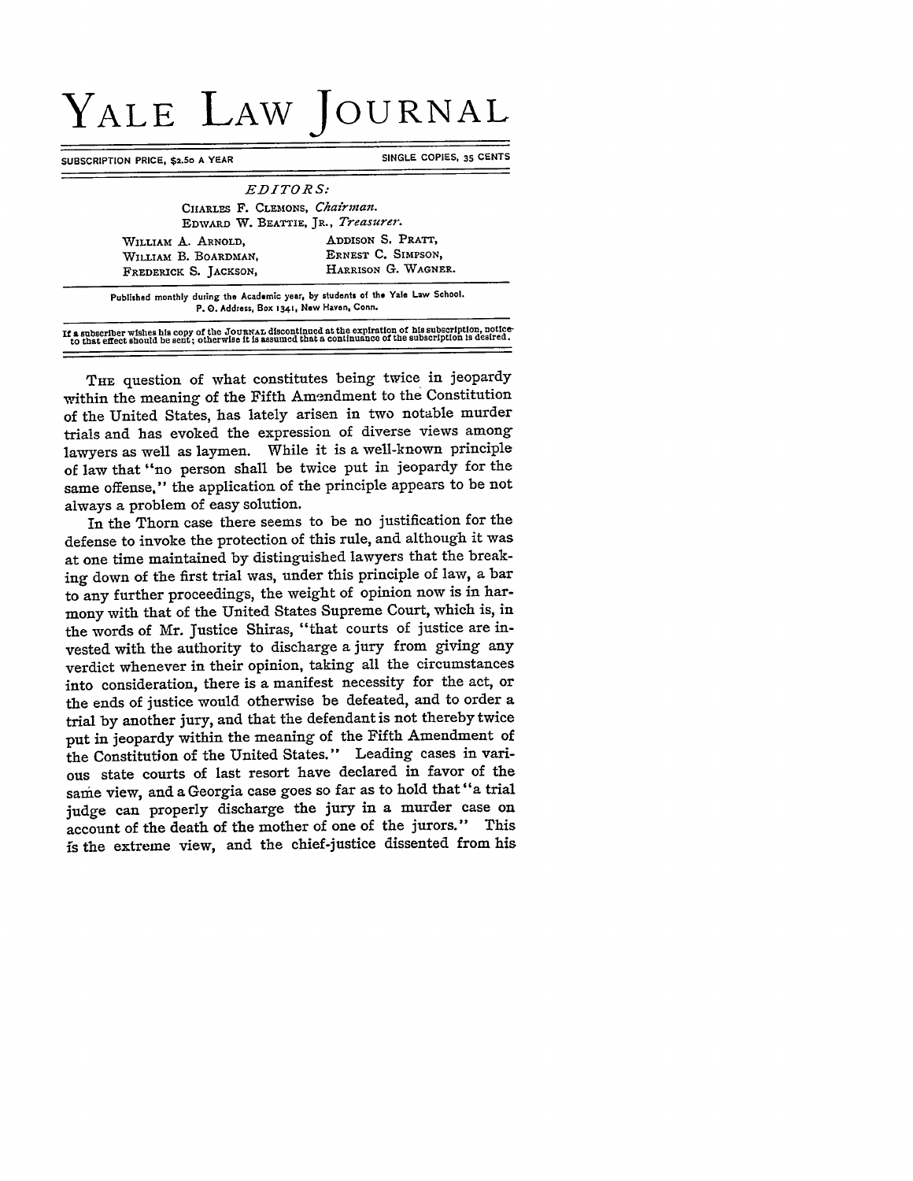# YALE LAW JOURNAL

SUBSCRIPTION PRICE, $2.50 A YEAR SINGLE COPIES, 35 CENTS

*EDITORS:*

CHARLES F. CLEMONS, *Chairman.*
EDWARD W. BEATTIE, JR., *Treasurer.*

| | |
|---|---|
| WILLIAM A. ARNOLD, | ADDISON S. PRATT, |
| WILLIAM B. BOARDMAN, | ERNEST C. SIMPSON, |
| FREDERICK S. JACKSON, | HARRISON G. WAGNER. |

Published monthly during the Academic year, by students of the Yale Law School.
P. O. Address, Box 1341, New Haven, Conn.

If a subscriber wishes his copy of the JOURNAL discontinued at the expiration of his subscription, notice to that effect should be sent; otherwise it is assumed that a continuance of the subscription is desired.

---

THE question of what constitutes being twice in jeopardy within the meaning of the Fifth Amendment to the Constitution of the United States, has lately arisen in two notable murder trials and has evoked the expression of diverse views among lawyers as well as laymen. While it is a well-known principle of law that "no person shall be twice put in jeopardy for the same offense," the application of the principle appears to be not always a problem of easy solution.

In the Thorn case there seems to be no justification for the defense to invoke the protection of this rule, and although it was at one time maintained by distinguished lawyers that the breaking down of the first trial was, under this principle of law, a bar to any further proceedings, the weight of opinion now is in harmony with that of the United States Supreme Court, which is, in the words of Mr. Justice Shiras, "that courts of justice are invested with the authority to discharge a jury from giving any verdict whenever in their opinion, taking all the circumstances into consideration, there is a manifest necessity for the act, or the ends of justice would otherwise be defeated, and to order a trial by another jury, and that the defendant is not thereby twice put in jeopardy within the meaning of the Fifth Amendment of the Constitution of the United States." Leading cases in various state courts of last resort have declared in favor of the same view, and a Georgia case goes so far as to hold that "a trial judge can properly discharge the jury in a murder case on account of the death of the mother of one of the jurors." This is the extreme view, and the chief-justice dissented from his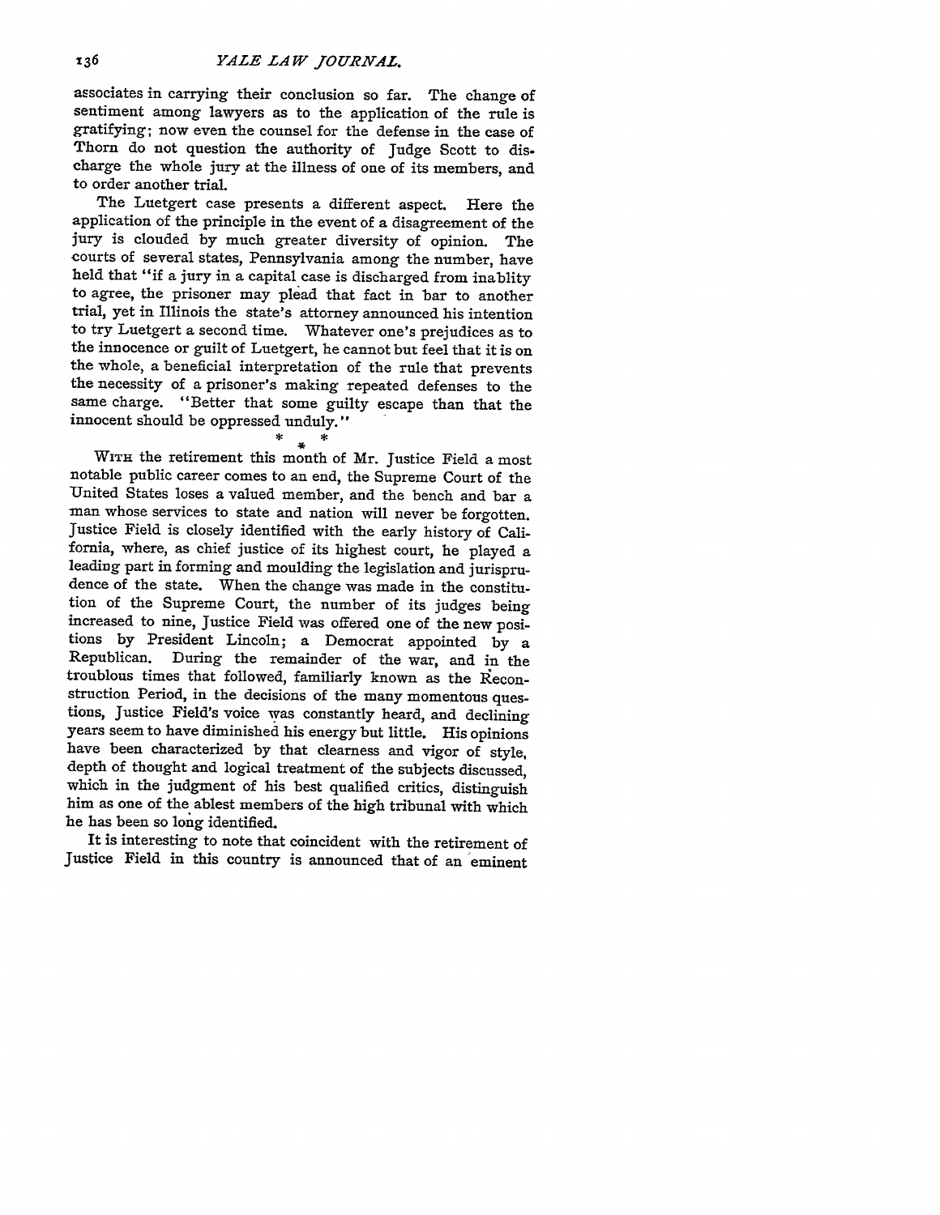associates in carrying their conclusion so far. The change of sentiment among lawyers as to the application of the rule is gratifying; now even the counsel for the defense in the case of Thorn do not question the authority of Judge Scott to discharge the whole jury at the illness of one of its members, and to order another trial.

The Luetgert case presents a different aspect. Here the application of the principle in the event of a disagreement of the jury is clouded by much greater diversity of opinion. The courts of several states, Pennsylvania among the number, have held that "if a jury in a capital case is discharged from inablity to agree, the prisoner may plead that fact in bar to another trial, yet in Illinois the state's attorney announced his intention to try Luetgert a second time. Whatever one's prejudices as to the innocence or guilt of Luetgert, he cannot but feel that it is on the whole, a beneficial interpretation of the rule that prevents the necessity of a prisoner's making repeated defenses to the same charge. "Better that some guilty escape than that the innocent should be oppressed unduly."

\* \* \*

WITH the retirement this month of Mr. Justice Field a most notable public career comes to an end, the Supreme Court of the United States loses a valued member, and the bench and bar a man whose services to state and nation will never be forgotten. Justice Field is closely identified with the early history of California, where, as chief justice of its highest court, he played a leading part in forming and moulding the legislation and jurisprudence of the state. When the change was made in the constitution of the Supreme Court, the number of its judges being increased to nine, Justice Field was offered one of the new positions by President Lincoln; a Democrat appointed by a Republican. During the remainder of the war, and in the troublous times that followed, familiarly known as the Reconstruction Period, in the decisions of the many momentous questions, Justice Field's voice was constantly heard, and declining years seem to have diminished his energy but little. His opinions have been characterized by that clearness and vigor of style, depth of thought and logical treatment of the subjects discussed, which in the judgment of his best qualified critics, distinguish him as one of the ablest members of the high tribunal with which he has been so long identified.

It is interesting to note that coincident with the retirement of Justice Field in this country is announced that of an eminent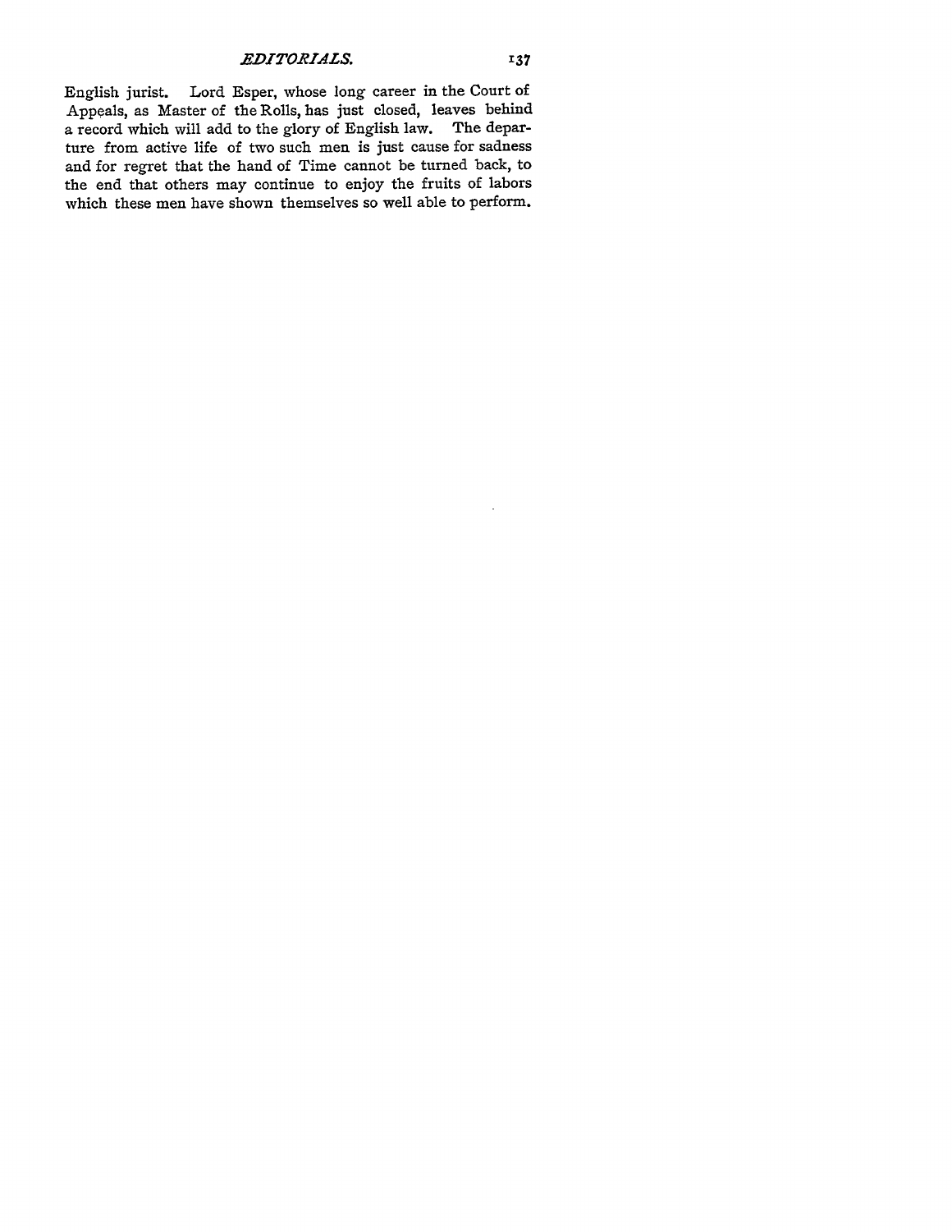English jurist. Lord Esper, whose long career in the Court of Appeals, as Master of the Rolls, has just closed, leaves behind a record which will add to the glory of English law. The departure from active life of two such men is just cause for sadness and for regret that the hand of Time cannot be turned back, to the end that others may continue to enjoy the fruits of labors which these men have shown themselves so well able to perform.